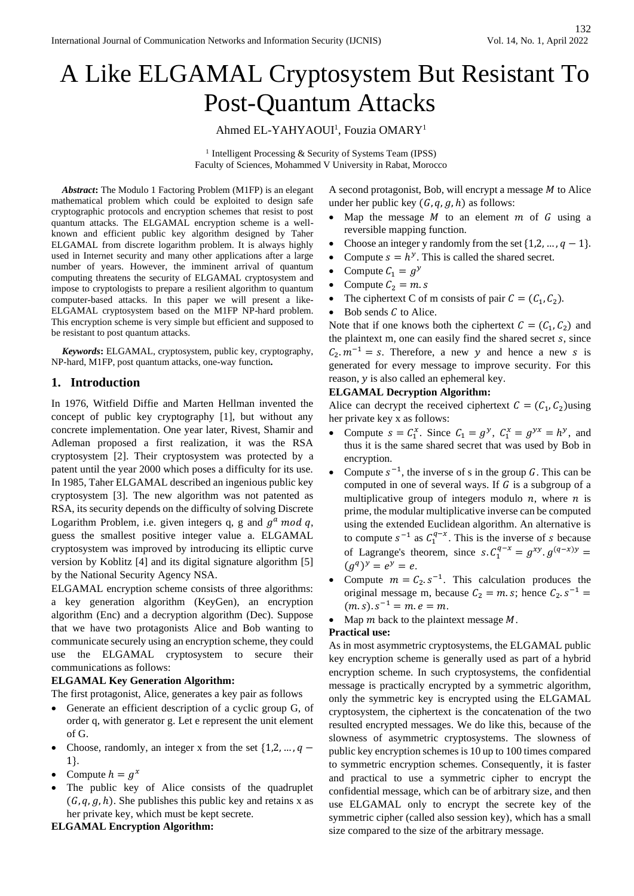# A Like ELGAMAL Cryptosystem But Resistant To Post-Quantum Attacks

Ahmed EL-YAHYAOUI[1], Fouzia OMARY[1]

[1] Intelligent Processing & Security of Systems Team (IPSS)
Faculty of Sciences, Mohammed V University in Rabat, Morocco

***Abstract*:** The Modulo 1 Factoring Problem (M1FP) is an elegant mathematical problem which could be exploited to design safe cryptographic protocols and encryption schemes that resist to post quantum attacks. The ELGAMAL encryption scheme is a well-known and efficient public key algorithm designed by Taher ELGAMAL from discrete logarithm problem. It is always highly used in Internet security and many other applications after a large number of years. However, the imminent arrival of quantum computing threatens the security of ELGAMAL cryptosystem and impose to cryptologists to prepare a resilient algorithm to quantum computer-based attacks. In this paper we will present a like-ELGAMAL cryptosystem based on the M1FP NP-hard problem. This encryption scheme is very simple but efficient and supposed to be resistant to post quantum attacks.

***Keywords*:** ELGAMAL, cryptosystem, public key, cryptography, NP-hard, M1FP, post quantum attacks, one-way function**.**

## 1. Introduction

In 1976, Witfield Diffie and Marten Hellman invented the concept of public key cryptography [1], but without any concrete implementation. One year later, Rivest, Shamir and Adleman proposed a first realization, it was the RSA cryptosystem [2]. Their cryptosystem was protected by a patent until the year 2000 which poses a difficulty for its use. In 1985, Taher ELGAMAL described an ingenious public key cryptosystem [3]. The new algorithm was not patented as RSA, its security depends on the difficulty of solving Discrete Logarithm Problem, i.e. given integers q, g and $g^a \bmod q$, guess the smallest positive integer value a. ELGAMAL cryptosystem was improved by introducing its elliptic curve version by Koblitz [4] and its digital signature algorithm [5] by the National Security Agency NSA.

ELGAMAL encryption scheme consists of three algorithms: a key generation algorithm (KeyGen), an encryption algorithm (Enc) and a decryption algorithm (Dec). Suppose that we have two protagonists Alice and Bob wanting to communicate securely using an encryption scheme, they could use the ELGAMAL cryptosystem to secure their communications as follows:

**ELGAMAL Key Generation Algorithm:**

The first protagonist, Alice, generates a key pair as follows

- Generate an efficient description of a cyclic group G, of order q, with generator g. Let e represent the unit element of G.
- Choose, randomly, an integer x from the set $\{1,2,\ldots,q-1\}$.
- Compute $h = g^x$
- The public key of Alice consists of the quadruplet $(G, q, g, h)$. She publishes this public key and retains x as her private key, which must be kept secrete.

**ELGAMAL Encryption Algorithm:**

A second protagonist, Bob, will encrypt a message $M$ to Alice under her public key $(G, q, g, h)$ as follows:

- Map the message $M$ to an element $m$ of $G$ using a reversible mapping function.
- Choose an integer y randomly from the set $\{1,2,\ldots,q-1\}$.
- Compute $s = h^y$. This is called the shared secret.
- Compute $C_1 = g^y$
- Compute $C_2 = m.s$
- The ciphertext C of m consists of pair $C = (C_1, C_2)$.
- Bob sends $C$ to Alice.

Note that if one knows both the ciphertext $C = (C_1, C_2)$ and the plaintext m, one can easily find the shared secret $s$, since $C_2.m^{-1} = s$. Therefore, a new $y$ and hence a new $s$ is generated for every message to improve security. For this reason, $y$ is also called an ephemeral key.

**ELGAMAL Decryption Algorithm:**

Alice can decrypt the received ciphertext $C = (C_1, C_2)$using her private key x as follows:

- Compute $s = C_1^x$. Since $C_1 = g^y$, $C_1^x = g^{yx} = h^y$, and thus it is the same shared secret that was used by Bob in encryption.
- Compute $s^{-1}$, the inverse of s in the group $G$. This can be computed in one of several ways. If $G$ is a subgroup of a multiplicative group of integers modulo $n$, where $n$ is prime, the modular multiplicative inverse can be computed using the extended Euclidean algorithm. An alternative is to compute $s^{-1}$ as $C_1^{q-x}$. This is the inverse of $s$ because of Lagrange's theorem, since $s.C_1^{q-x} = g^{xy}.g^{(q-x)y} = (g^q)^y = e^y = e$.
- Compute $m = C_2.s^{-1}$. This calculation produces the original message m, because $C_2 = m.s$; hence $C_2.s^{-1} = (m.s).s^{-1} = m.e = m$.
- Map $m$ back to the plaintext message $M$.

**Practical use:**

As in most asymmetric cryptosystems, the ELGAMAL public key encryption scheme is generally used as part of a hybrid encryption scheme. In such cryptosystems, the confidential message is practically encrypted by a symmetric algorithm, only the symmetric key is encrypted using the ELGAMAL cryptosystem, the ciphertext is the concatenation of the two resulted encrypted messages. We do like this, because of the slowness of asymmetric cryptosystems. The slowness of public key encryption schemes is 10 up to 100 times compared to symmetric encryption schemes. Consequently, it is faster and practical to use a symmetric cipher to encrypt the confidential message, which can be of arbitrary size, and then use ELGAMAL only to encrypt the secrete key of the symmetric cipher (called also session key), which has a small size compared to the size of the arbitrary message.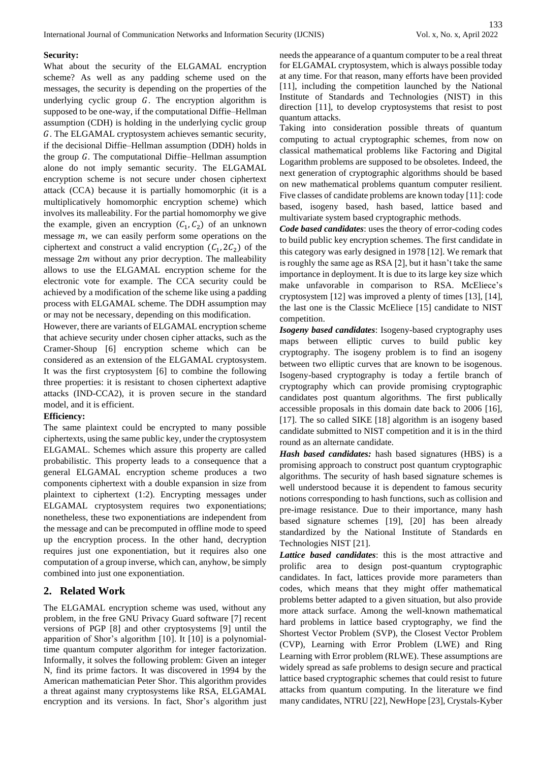**Security:**

What about the security of the ELGAMAL encryption scheme? As well as any padding scheme used on the messages, the security is depending on the properties of the underlying cyclic group $G$. The encryption algorithm is supposed to be one-way, if the computational Diffie–Hellman assumption (CDH) is holding in the underlying cyclic group $G$. The ELGAMAL cryptosystem achieves semantic security, if the decisional Diffie–Hellman assumption (DDH) holds in the group $G$. The computational Diffie–Hellman assumption alone do not imply semantic security. The ELGAMAL encryption scheme is not secure under chosen ciphertext attack (CCA) because it is partially homomorphic (it is a multiplicatively homomorphic encryption scheme) which involves its malleability. For the partial homomorphy we give the example, given an encryption $(C_1, C_2)$ of an unknown message $m$, we can easily perform some operations on the ciphertext and construct a valid encryption $(C_1, 2C_2)$ of the message $2m$ without any prior decryption. The malleability allows to use the ELGAMAL encryption scheme for the electronic vote for example. The CCA security could be achieved by a modification of the scheme like using a padding process with ELGAMAL scheme. The DDH assumption may or may not be necessary, depending on this modification.

However, there are variants of ELGAMAL encryption scheme that achieve security under chosen cipher attacks, such as the Cramer-Shoup [6] encryption scheme which can be considered as an extension of the ELGAMAL cryptosystem. It was the first cryptosystem [6] to combine the following three properties: it is resistant to chosen ciphertext adaptive attacks (IND-CCA2), it is proven secure in the standard model, and it is efficient.

**Efficiency:**

The same plaintext could be encrypted to many possible ciphertexts, using the same public key, under the cryptosystem ELGAMAL. Schemes which assure this property are called probabilistic. This property leads to a consequence that a general ELGAMAL encryption scheme produces a two components ciphertext with a double expansion in size from plaintext to ciphertext (1:2). Encrypting messages under ELGAMAL cryptosystem requires two exponentiations; nonetheless, these two exponentiations are independent from the message and can be precomputed in offline mode to speed up the encryption process. In the other hand, decryption requires just one exponentiation, but it requires also one computation of a group inverse, which can, anyhow, be simply combined into just one exponentiation.

## 2. Related Work

The ELGAMAL encryption scheme was used, without any problem, in the free GNU Privacy Guard software [7] recent versions of PGP [8] and other cryptosystems [9] until the apparition of Shor's algorithm [10]. It [10] is a polynomial-time quantum computer algorithm for integer factorization. Informally, it solves the following problem: Given an integer N, find its prime factors. It was discovered in 1994 by the American mathematician Peter Shor. This algorithm provides a threat against many cryptosystems like RSA, ELGAMAL encryption and its versions. In fact, Shor's algorithm just needs the appearance of a quantum computer to be a real threat for ELGAMAL cryptosystem, which is always possible today at any time. For that reason, many efforts have been provided [11], including the competition launched by the National Institute of Standards and Technologies (NIST) in this direction [11], to develop cryptosystems that resist to post quantum attacks.

Taking into consideration possible threats of quantum computing to actual cryptographic schemes, from now on classical mathematical problems like Factoring and Digital Logarithm problems are supposed to be obsoletes. Indeed, the next generation of cryptographic algorithms should be based on new mathematical problems quantum computer resilient. Five classes of candidate problems are known today [11]: code based, isogeny based, hash based, lattice based and multivariate system based cryptographic methods.

***Code based candidates***: uses the theory of error-coding codes to build public key encryption schemes. The first candidate in this category was early designed in 1978 [12]. We remark that is roughly the same age as RSA [2], but it hasn't take the same importance in deployment. It is due to its large key size which make unfavorable in comparison to RSA. McEliece's cryptosystem [12] was improved a plenty of times [13], [14], the last one is the Classic McEliece [15] candidate to NIST competition.

***Isogeny based candidates***: Isogeny-based cryptography uses maps between elliptic curves to build public key cryptography. The isogeny problem is to find an isogeny between two elliptic curves that are known to be isogenous. Isogeny-based cryptography is today a fertile branch of cryptography which can provide promising cryptographic candidates post quantum algorithms. The first publically accessible proposals in this domain date back to 2006 [16], [17]. The so called SIKE [18] algorithm is an isogeny based candidate submitted to NIST competition and it is in the third round as an alternate candidate.

***Hash based candidates:*** hash based signatures (HBS) is a promising approach to construct post quantum cryptographic algorithms. The security of hash based signature schemes is well understood because it is dependent to famous security notions corresponding to hash functions, such as collision and pre-image resistance. Due to their importance, many hash based signature schemes [19], [20] has been already standardized by the National Institute of Standards en Technologies NIST [21].

***Lattice based candidates***: this is the most attractive and prolific area to design post-quantum cryptographic candidates. In fact, lattices provide more parameters than codes, which means that they might offer mathematical problems better adapted to a given situation, but also provide more attack surface. Among the well-known mathematical hard problems in lattice based cryptography, we find the Shortest Vector Problem (SVP), the Closest Vector Problem (CVP), Learning with Error Problem (LWE) and Ring Learning with Error problem (RLWE). These assumptions are widely spread as safe problems to design secure and practical lattice based cryptographic schemes that could resist to future attacks from quantum computing. In the literature we find many candidates, NTRU [22], NewHope [23], Crystals-Kyber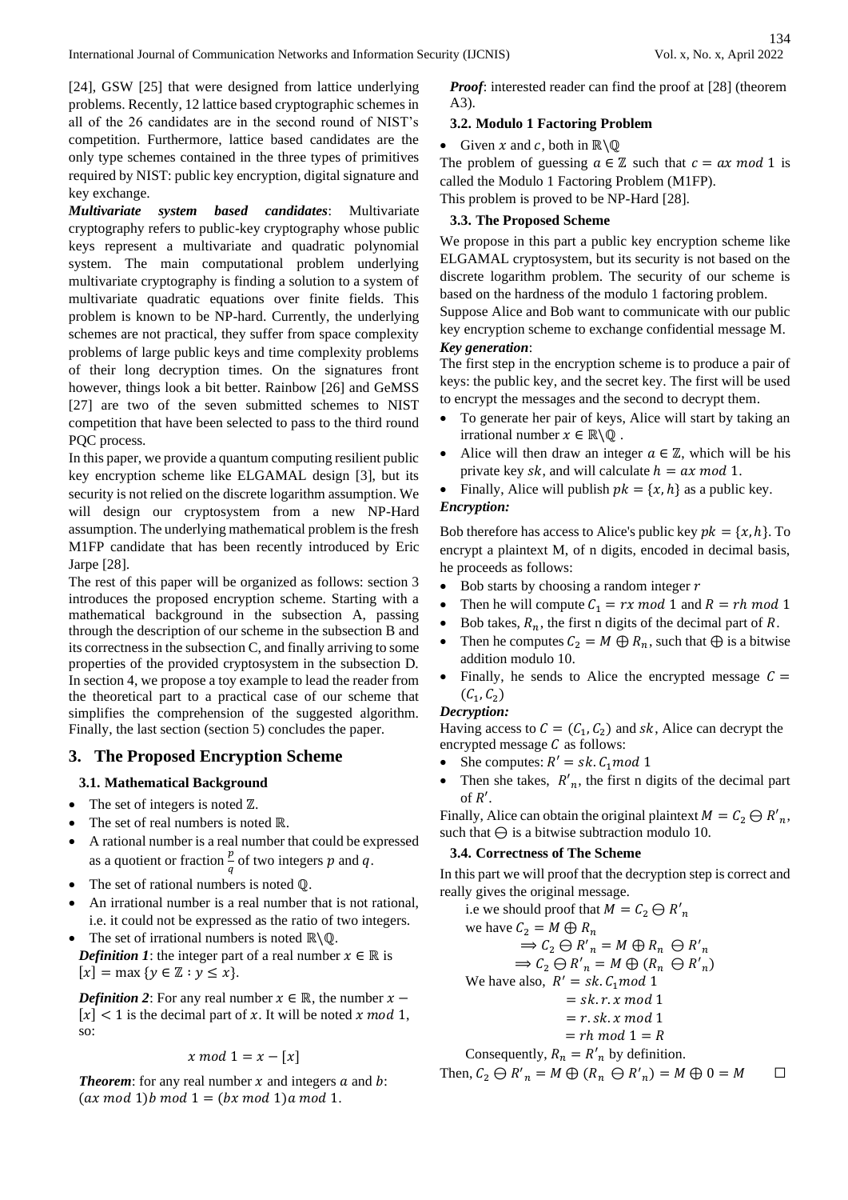[24], GSW [25] that were designed from lattice underlying problems. Recently, 12 lattice based cryptographic schemes in all of the 26 candidates are in the second round of NIST's competition. Furthermore, lattice based candidates are the only type schemes contained in the three types of primitives required by NIST: public key encryption, digital signature and key exchange.

***Multivariate system based candidates***: Multivariate cryptography refers to public-key cryptography whose public keys represent a multivariate and quadratic polynomial system. The main computational problem underlying multivariate cryptography is finding a solution to a system of multivariate quadratic equations over finite fields. This problem is known to be NP-hard. Currently, the underlying schemes are not practical, they suffer from space complexity problems of large public keys and time complexity problems of their long decryption times. On the signatures front however, things look a bit better. Rainbow [26] and GeMSS [27] are two of the seven submitted schemes to NIST competition that have been selected to pass to the third round PQC process.

In this paper, we provide a quantum computing resilient public key encryption scheme like ELGAMAL design [3], but its security is not relied on the discrete logarithm assumption. We will design our cryptosystem from a new NP-Hard assumption. The underlying mathematical problem is the fresh M1FP candidate that has been recently introduced by Eric Jarpe [28].

The rest of this paper will be organized as follows: section 3 introduces the proposed encryption scheme. Starting with a mathematical background in the subsection A, passing through the description of our scheme in the subsection B and its correctness in the subsection C, and finally arriving to some properties of the provided cryptosystem in the subsection D. In section 4, we propose a toy example to lead the reader from the theoretical part to a practical case of our scheme that simplifies the comprehension of the suggested algorithm. Finally, the last section (section 5) concludes the paper.

# 3. The Proposed Encryption Scheme

## 3.1. Mathematical Background

- The set of integers is noted $\mathbb{Z}$.
- The set of real numbers is noted $\mathbb{R}$.
- A rational number is a real number that could be expressed as a quotient or fraction $\frac{p}{q}$ of two integers $p$ and $q$.
- The set of rational numbers is noted $\mathbb{Q}$.
- An irrational number is a real number that is not rational, i.e. it could not be expressed as the ratio of two integers.
- The set of irrational numbers is noted $\mathbb{R}\backslash\mathbb{Q}$.

***Definition 1***: the integer part of a real number $x \in \mathbb{R}$ is $[x] = \max\{y \in \mathbb{Z} : y \leq x\}$.

***Definition 2***: For any real number $x \in \mathbb{R}$, the number $x - [x] < 1$ is the decimal part of $x$. It will be noted $x \bmod 1$, so:

$$x \bmod 1 = x - [x]$$

***Theorem***: for any real number $x$ and integers $a$ and $b$: $(ax \bmod 1)b \bmod 1 = (bx \bmod 1)a \bmod 1$.

***Proof***: interested reader can find the proof at [28] (theorem A3).

## 3.2. Modulo 1 Factoring Problem

- Given $x$ and $c$, both in $\mathbb{R}\backslash\mathbb{Q}$

The problem of guessing $a \in \mathbb{Z}$ such that $c = ax \bmod 1$ is called the Modulo 1 Factoring Problem (M1FP).

This problem is proved to be NP-Hard [28].

## 3.3. The Proposed Scheme

We propose in this part a public key encryption scheme like ELGAMAL cryptosystem, but its security is not based on the discrete logarithm problem. The security of our scheme is based on the hardness of the modulo 1 factoring problem.

Suppose Alice and Bob want to communicate with our public key encryption scheme to exchange confidential message M.

***Key generation***:

The first step in the encryption scheme is to produce a pair of keys: the public key, and the secret key. The first will be used to encrypt the messages and the second to decrypt them.

- To generate her pair of keys, Alice will start by taking an irrational number $x \in \mathbb{R}\backslash\mathbb{Q}$ .
- Alice will then draw an integer $a \in \mathbb{Z}$, which will be his private key $sk$, and will calculate $h = ax \bmod 1$.
- Finally, Alice will publish $pk = \{x, h\}$ as a public key.

***Encryption:***

Bob therefore has access to Alice's public key $pk = \{x, h\}$. To encrypt a plaintext M, of n digits, encoded in decimal basis, he proceeds as follows:

- Bob starts by choosing a random integer $r$
- Then he will compute $C_1 = rx \bmod 1$ and $R = rh \bmod 1$
- Bob takes, $R_n$, the first n digits of the decimal part of $R$.
- Then he computes $C_2 = M \oplus R_n$, such that $\oplus$ is a bitwise addition modulo 10.
- Finally, he sends to Alice the encrypted message $C = (C_1, C_2)$

***Decryption:***

Having access to $C = (C_1, C_2)$ and $sk$, Alice can decrypt the encrypted message $C$ as follows:

- She computes: $R' = sk.C_1 \bmod 1$
- Then she takes, $R'_n$, the first n digits of the decimal part of $R'$.

Finally, Alice can obtain the original plaintext $M = C_2 \ominus R'_n$, such that $\ominus$ is a bitwise subtraction modulo 10.

## 3.4. Correctness of The Scheme

In this part we will proof that the decryption step is correct and really gives the original message.

i.e we should proof that $M = C_2 \ominus R'_n$

we have $C_2 = M \oplus R_n$

$$\Rightarrow C_2 \ominus R'_n = M \oplus R_n \ominus R'_n$$

$$\Rightarrow C_2 \ominus R'_n = M \oplus (R_n \ominus R'_n)$$

We have also, $R' = sk.C_1 \bmod 1$

$$= sk.r.x \bmod 1$$

$$= r.sk.x \bmod 1$$

$$= rh \bmod 1 = R$$

Consequently, $R_n = R'_n$ by definition.

Then, $C_2 \ominus R'_n = M \oplus (R_n \ominus R'_n) = M \oplus 0 = M$ □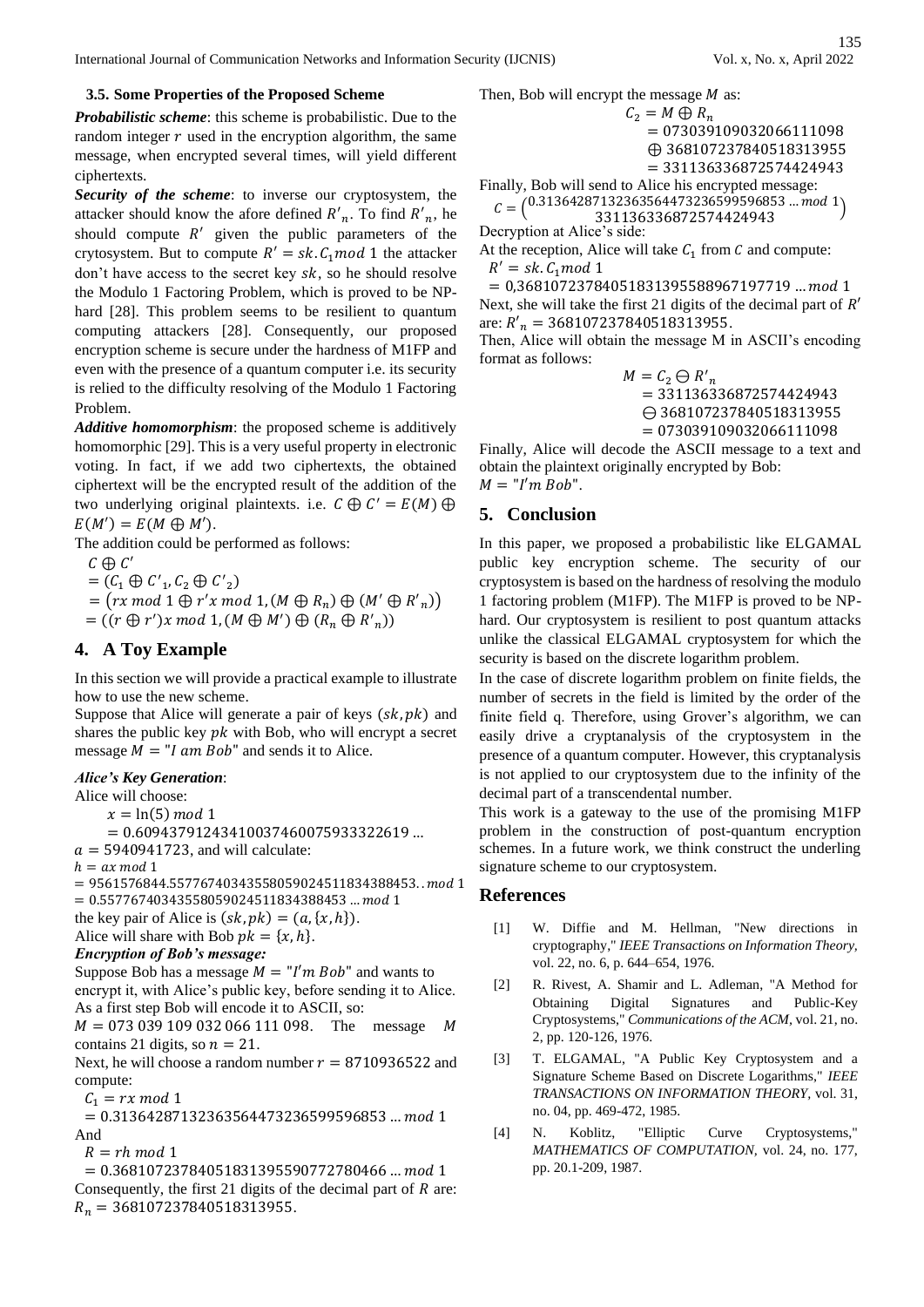### 3.5. Some Properties of the Proposed Scheme

***Probabilistic scheme***: this scheme is probabilistic. Due to the random integer $r$ used in the encryption algorithm, the same message, when encrypted several times, will yield different ciphertexts.

***Security of the scheme***: to inverse our cryptosystem, the attacker should know the afore defined $R'_n$. To find $R'_n$, he should compute $R'$ given the public parameters of the crytosystem. But to compute $R' = sk.C_1 mod\ 1$ the attacker don't have access to the secret key $sk$, so he should resolve the Modulo 1 Factoring Problem, which is proved to be NP-hard [28]. This problem seems to be resilient to quantum computing attackers [28]. Consequently, our proposed encryption scheme is secure under the hardness of M1FP and even with the presence of a quantum computer i.e. its security is relied to the difficulty resolving of the Modulo 1 Factoring Problem.

***Additive homomorphism***: the proposed scheme is additively homomorphic [29]. This is a very useful property in electronic voting. In fact, if we add two ciphertexts, the obtained ciphertext will be the encrypted result of the addition of the two underlying original plaintexts. i.e. $C \oplus C' = E(M) \oplus E(M') = E(M \oplus M')$.

The addition could be performed as follows:

$$
\begin{aligned}
& C \oplus C' \\
& = (C_1 \oplus C'_1, C_2 \oplus C'_2) \\
& = (rx \bmod 1 \oplus r'x \bmod 1, (M \oplus R_n) \oplus (M' \oplus R'_n)) \\
& = ((r \oplus r')x \bmod 1, (M \oplus M') \oplus (R_n \oplus R'_n))
\end{aligned}
$$

## 4. A Toy Example

In this section we will provide a practical example to illustrate how to use the new scheme.

Suppose that Alice will generate a pair of keys $(sk, pk)$ and shares the public key $pk$ with Bob, who will encrypt a secret message $M =$ "$I\ am\ Bob$" and sends it to Alice.

***Alice's Key Generation***:

Alice will choose:

$$
\begin{aligned}
x &= \ln(5) \bmod 1 \\
&= 0.6094379124341003746007593332261 9 \ldots
\end{aligned}
$$

$a = 5940941723$, and will calculate:

$h = ax \bmod 1$

$= 9561576844.5577674034355805902451183438845 3.. mod\ 1$

$= 0.5577674034355805902451183438845 3 \ldots mod\ 1$

the key pair of Alice is $(sk, pk) = (a, \{x, h\})$.

Alice will share with Bob $pk = \{x, h\}$.

***Encryption of Bob's message:***

Suppose Bob has a message $M =$ "$I'm\ Bob$" and wants to encrypt it, with Alice's public key, before sending it to Alice. As a first step Bob will encode it to ASCII, so:

$M = 073\ 039\ 109\ 032\ 066\ 111\ 098$. The message $M$ contains 21 digits, so $n = 21$.

Next, he will choose a random number $r = 8710936522$ and compute:

$C_1 = rx \bmod 1$

$= 0.3136428713236356447323659959685 3 \ldots mod\ 1$

And

$R = rh \bmod 1$

$= 0.3681072378405183139559077278046 6 \ldots mod\ 1$

Consequently, the first 21 digits of the decimal part of $R$ are: $R_n = 368107237840518313955$.

Then, Bob will encrypt the message $M$ as:

$$
\begin{aligned}
C_2 &= M \oplus R_n \\
&= 073039109032066111098 \\
&\oplus 368107237840518313955 \\
&= 331136336872574424943
\end{aligned}
$$

Finally, Bob will send to Alice his encrypted message:

$$
C = \begin{pmatrix} 0.3136428713236356447323659959685 3 \ldots mod\ 1 \\ 331136336872574424943 \end{pmatrix}
$$

Decryption at Alice's side:

At the reception, Alice will take $C_1$ from $C$ and compute:

$R' = sk.C_1 mod\ 1$

$= 0{,}3681072378405183139558896719771 9 \ldots mod\ 1$

Next, she will take the first 21 digits of the decimal part of $R'$ are: $R'_n = 368107237840518313955$.

Then, Alice will obtain the message M in ASCII's encoding format as follows:

$$
\begin{aligned}
M &= C_2 \ominus R'_n \\
&= 331136336872574424943 \\
&\ominus 368107237840518313955 \\
&= 073039109032066111098
\end{aligned}
$$

Finally, Alice will decode the ASCII message to a text and obtain the plaintext originally encrypted by Bob: $M =$ "$I'm\ Bob$".

## 5. Conclusion

In this paper, we proposed a probabilistic like ELGAMAL public key encryption scheme. The security of our cryptosystem is based on the hardness of resolving the modulo 1 factoring problem (M1FP). The M1FP is proved to be NP-hard. Our cryptosystem is resilient to post quantum attacks unlike the classical ELGAMAL cryptosystem for which the security is based on the discrete logarithm problem.

In the case of discrete logarithm problem on finite fields, the number of secrets in the field is limited by the order of the finite field q. Therefore, using Grover's algorithm, we can easily drive a cryptanalysis of the cryptosystem in the presence of a quantum computer. However, this cryptanalysis is not applied to our cryptosystem due to the infinity of the decimal part of a transcendental number.

This work is a gateway to the use of the promising M1FP problem in the construction of post-quantum encryption schemes. In a future work, we think construct the underling signature scheme to our cryptosystem.

## References

[1] W. Diffie and M. Hellman, "New directions in cryptography," *IEEE Transactions on Information Theory,* vol. 22, no. 6, p. 644–654, 1976.

[2] R. Rivest, A. Shamir and L. Adleman, "A Method for Obtaining Digital Signatures and Public-Key Cryptosystems," *Communications of the ACM*, vol. 21, no. 2, pp. 120-126, 1976.

[3] T. ELGAMAL, "A Public Key Cryptosystem and a Signature Scheme Based on Discrete Logarithms," *IEEE TRANSACTIONS ON INFORMATION THEORY,* vol. 31, no. 04, pp. 469-472, 1985.

[4] N. Koblitz, "Elliptic Curve Cryptosystems," *MATHEMATICS OF COMPUTATION,* vol. 24, no. 177, pp. 20.1-209, 1987.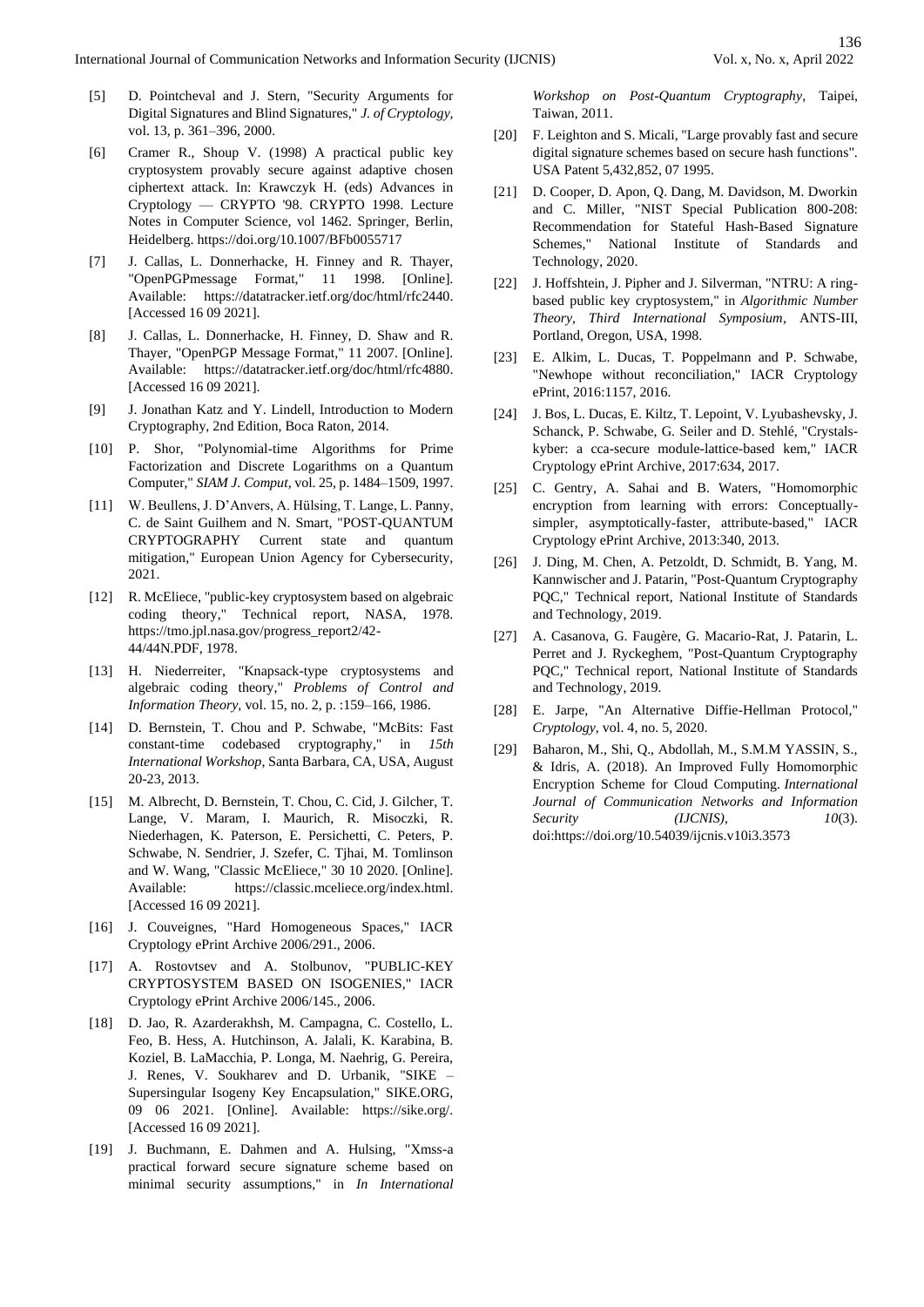[5] D. Pointcheval and J. Stern, "Security Arguments for Digital Signatures and Blind Signatures," *J. of Cryptology*, vol. 13, p. 361–396, 2000.

[6] Cramer R., Shoup V. (1998) A practical public key cryptosystem provably secure against adaptive chosen ciphertext attack. In: Krawczyk H. (eds) Advances in Cryptology — CRYPTO '98. CRYPTO 1998. Lecture Notes in Computer Science, vol 1462. Springer, Berlin, Heidelberg. https://doi.org/10.1007/BFb0055717

[7] J. Callas, L. Donnerhacke, H. Finney and R. Thayer, "OpenPGPmessage Format," 11 1998. [Online]. Available: https://datatracker.ietf.org/doc/html/rfc2440. [Accessed 16 09 2021].

[8] J. Callas, L. Donnerhacke, H. Finney, D. Shaw and R. Thayer, "OpenPGP Message Format," 11 2007. [Online]. Available: https://datatracker.ietf.org/doc/html/rfc4880. [Accessed 16 09 2021].

[9] J. Jonathan Katz and Y. Lindell, Introduction to Modern Cryptography, 2nd Edition, Boca Raton, 2014.

[10] P. Shor, "Polynomial-time Algorithms for Prime Factorization and Discrete Logarithms on a Quantum Computer," *SIAM J. Comput*, vol. 25, p. 1484–1509, 1997.

[11] W. Beullens, J. D'Anvers, A. Hülsing, T. Lange, L. Panny, C. de Saint Guilhem and N. Smart, "POST-QUANTUM CRYPTOGRAPHY Current state and quantum mitigation," European Union Agency for Cybersecurity, 2021.

[12] R. McEliece, "public-key cryptosystem based on algebraic coding theory," Technical report, NASA, 1978. https://tmo.jpl.nasa.gov/progress_report2/42-44/44N.PDF, 1978.

[13] H. Niederreiter, "Knapsack-type cryptosystems and algebraic coding theory," *Problems of Control and Information Theory*, vol. 15, no. 2, p. :159–166, 1986.

[14] D. Bernstein, T. Chou and P. Schwabe, "McBits: Fast constant-time codebased cryptography," in *15th International Workshop*, Santa Barbara, CA, USA, August 20-23, 2013.

[15] M. Albrecht, D. Bernstein, T. Chou, C. Cid, J. Gilcher, T. Lange, V. Maram, I. Maurich, R. Misoczki, R. Niederhagen, K. Paterson, E. Persichetti, C. Peters, P. Schwabe, N. Sendrier, J. Szefer, C. Tjhai, M. Tomlinson and W. Wang, "Classic McEliece," 30 10 2020. [Online]. Available: https://classic.mceliece.org/index.html. [Accessed 16 09 2021].

[16] J. Couveignes, "Hard Homogeneous Spaces," IACR Cryptology ePrint Archive 2006/291., 2006.

[17] A. Rostovtsev and A. Stolbunov, "PUBLIC-KEY CRYPTOSYSTEM BASED ON ISOGENIES," IACR Cryptology ePrint Archive 2006/145., 2006.

[18] D. Jao, R. Azarderakhsh, M. Campagna, C. Costello, L. Feo, B. Hess, A. Hutchinson, A. Jalali, K. Karabina, B. Koziel, B. LaMacchia, P. Longa, M. Naehrig, G. Pereira, J. Renes, V. Soukharev and D. Urbanik, "SIKE – Supersingular Isogeny Key Encapsulation," SIKE.ORG, 09 06 2021. [Online]. Available: https://sike.org/. [Accessed 16 09 2021].

[19] J. Buchmann, E. Dahmen and A. Hulsing, "Xmss-a practical forward secure signature scheme based on minimal security assumptions," in *In International Workshop on Post-Quantum Cryptography*, Taipei, Taiwan, 2011.

[20] F. Leighton and S. Micali, "Large provably fast and secure digital signature schemes based on secure hash functions". USA Patent 5,432,852, 07 1995.

[21] D. Cooper, D. Apon, Q. Dang, M. Davidson, M. Dworkin and C. Miller, "NIST Special Publication 800-208: Recommendation for Stateful Hash-Based Signature Schemes," National Institute of Standards and Technology, 2020.

[22] J. Hoffshtein, J. Pipher and J. Silverman, "NTRU: A ring-based public key cryptosystem," in *Algorithmic Number Theory, Third International Symposium*, ANTS-III, Portland, Oregon, USA, 1998.

[23] E. Alkim, L. Ducas, T. Poppelmann and P. Schwabe, "Newhope without reconciliation," IACR Cryptology ePrint, 2016:1157, 2016.

[24] J. Bos, L. Ducas, E. Kiltz, T. Lepoint, V. Lyubashevsky, J. Schanck, P. Schwabe, G. Seiler and D. Stehlé, "Crystals-kyber: a cca-secure module-lattice-based kem," IACR Cryptology ePrint Archive, 2017:634, 2017.

[25] C. Gentry, A. Sahai and B. Waters, "Homomorphic encryption from learning with errors: Conceptually-simpler, asymptotically-faster, attribute-based," IACR Cryptology ePrint Archive, 2013:340, 2013.

[26] J. Ding, M. Chen, A. Petzoldt, D. Schmidt, B. Yang, M. Kannwischer and J. Patarin, "Post-Quantum Cryptography PQC," Technical report, National Institute of Standards and Technology, 2019.

[27] A. Casanova, G. Faugère, G. Macario-Rat, J. Patarin, L. Perret and J. Ryckeghem, "Post-Quantum Cryptography PQC," Technical report, National Institute of Standards and Technology, 2019.

[28] E. Jarpe, "An Alternative Diffie-Hellman Protocol," *Cryptology*, vol. 4, no. 5, 2020.

[29] Baharon, M., Shi, Q., Abdollah, M., S.M.M YASSIN, S., & Idris, A. (2018). An Improved Fully Homomorphic Encryption Scheme for Cloud Computing. *International Journal of Communication Networks and Information Security (IJCNIS)*, *10*(3). doi:https://doi.org/10.54039/ijcnis.v10i3.3573